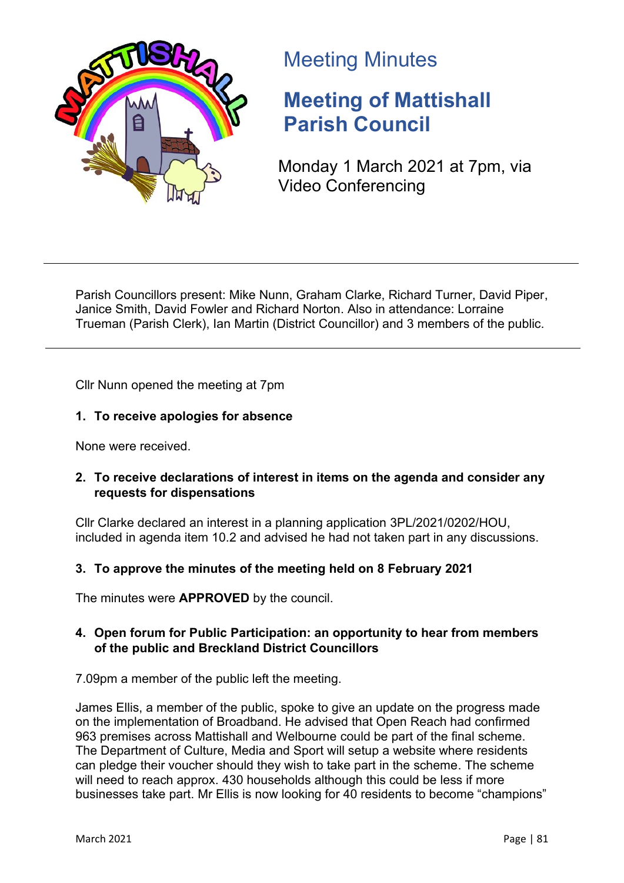# Meeting Minutes

## Meeting of Mattishall Parish Council

Monday 1 March 2021 at 7pm, via Video Conferencing

---

Parish Councillors present: Mike Nunn, Graham Clarke, Richard Turner, David Piper, Janice Smith, David Fowler and Richard Norton. Also in attendance: Lorraine Trueman (Parish Clerk), Ian Martin (District Councillor) and 3 members of the public.

---

Cllr Nunn opened the meeting at 7pm

**1. To receive apologies for absence**

None were received.

**2. To receive declarations of interest in items on the agenda and consider any requests for dispensations**

Cllr Clarke declared an interest in a planning application 3PL/2021/0202/HOU, included in agenda item 10.2 and advised he had not taken part in any discussions.

**3. To approve the minutes of the meeting held on 8 February 2021**

The minutes were **APPROVED** by the council.

**4. Open forum for Public Participation: an opportunity to hear from members of the public and Breckland District Councillors**

7.09pm a member of the public left the meeting.

James Ellis, a member of the public, spoke to give an update on the progress made on the implementation of Broadband. He advised that Open Reach had confirmed 963 premises across Mattishall and Welbourne could be part of the final scheme. The Department of Culture, Media and Sport will setup a website where residents can pledge their voucher should they wish to take part in the scheme. The scheme will need to reach approx. 430 households although this could be less if more businesses take part. Mr Ellis is now looking for 40 residents to become "champions"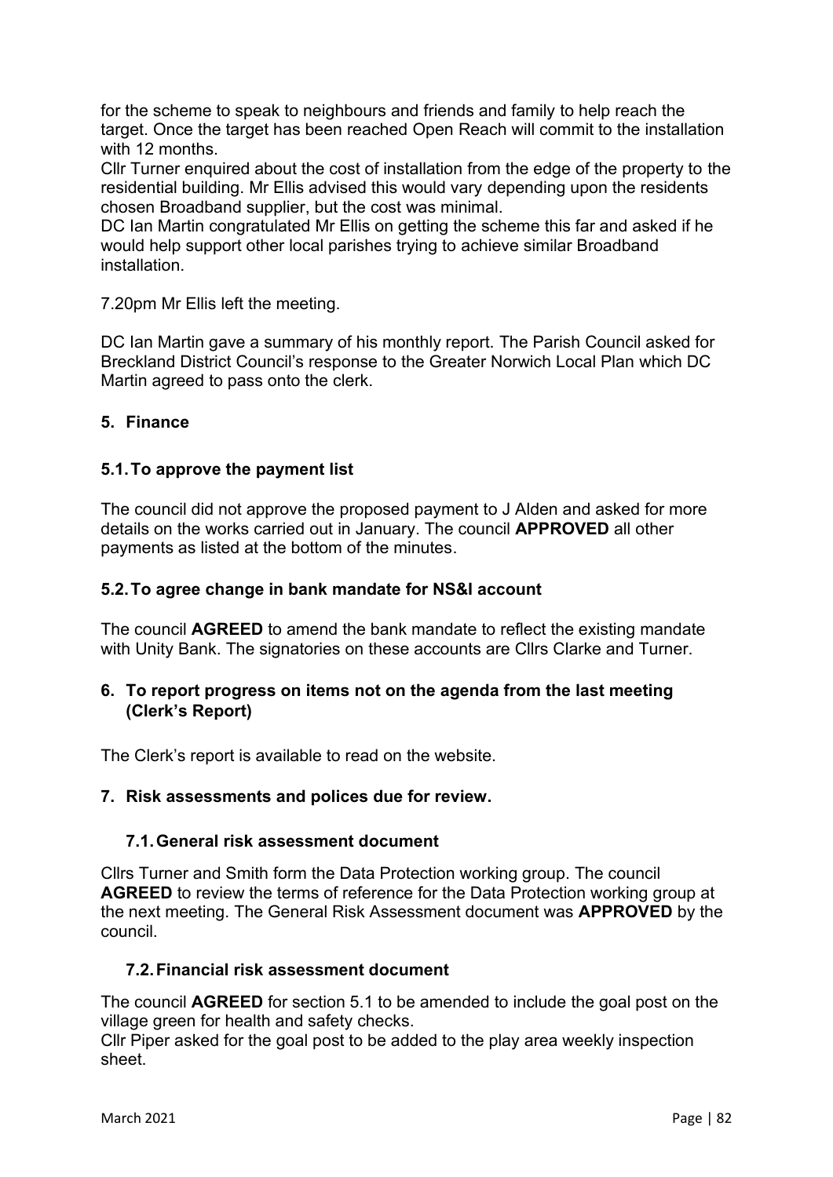for the scheme to speak to neighbours and friends and family to help reach the target. Once the target has been reached Open Reach will commit to the installation with 12 months.
Cllr Turner enquired about the cost of installation from the edge of the property to the residential building. Mr Ellis advised this would vary depending upon the residents chosen Broadband supplier, but the cost was minimal.
DC Ian Martin congratulated Mr Ellis on getting the scheme this far and asked if he would help support other local parishes trying to achieve similar Broadband installation.

7.20pm Mr Ellis left the meeting.

DC Ian Martin gave a summary of his monthly report. The Parish Council asked for Breckland District Council's response to the Greater Norwich Local Plan which DC Martin agreed to pass onto the clerk.

## 5. Finance

### 5.1. To approve the payment list

The council did not approve the proposed payment to J Alden and asked for more details on the works carried out in January. The council **APPROVED** all other payments as listed at the bottom of the minutes.

### 5.2. To agree change in bank mandate for NS&I account

The council **AGREED** to amend the bank mandate to reflect the existing mandate with Unity Bank. The signatories on these accounts are Cllrs Clarke and Turner.

## 6. To report progress on items not on the agenda from the last meeting (Clerk's Report)

The Clerk's report is available to read on the website.

## 7. Risk assessments and polices due for review.

### 7.1. General risk assessment document

Cllrs Turner and Smith form the Data Protection working group. The council **AGREED** to review the terms of reference for the Data Protection working group at the next meeting. The General Risk Assessment document was **APPROVED** by the council.

### 7.2. Financial risk assessment document

The council **AGREED** for section 5.1 to be amended to include the goal post on the village green for health and safety checks.
Cllr Piper asked for the goal post to be added to the play area weekly inspection sheet.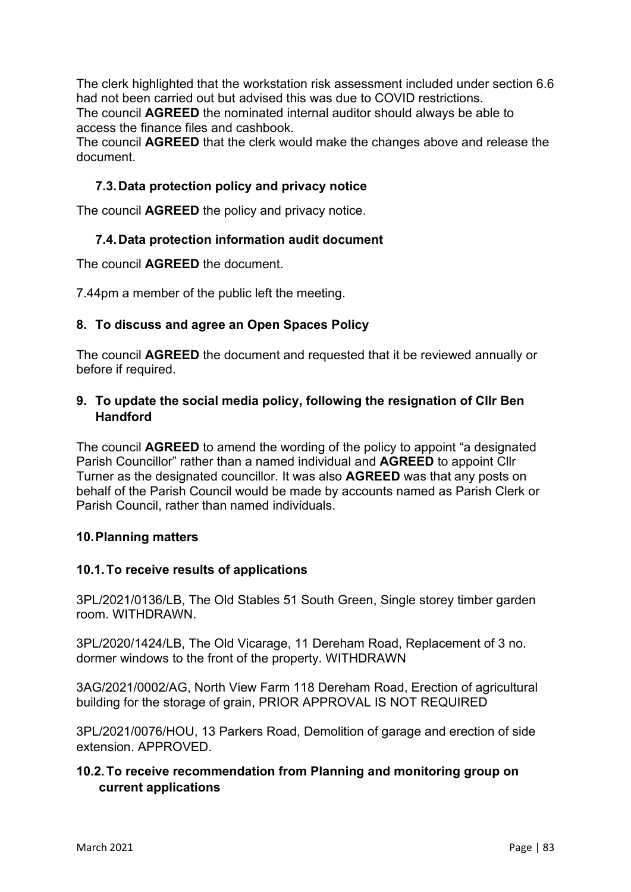The clerk highlighted that the workstation risk assessment included under section 6.6 had not been carried out but advised this was due to COVID restrictions.
The council **AGREED** the nominated internal auditor should always be able to access the finance files and cashbook.
The council **AGREED** that the clerk would make the changes above and release the document.

### 7.3. Data protection policy and privacy notice

The council **AGREED** the policy and privacy notice.

### 7.4. Data protection information audit document

The council **AGREED** the document.

7.44pm a member of the public left the meeting.

## 8. To discuss and agree an Open Spaces Policy

The council **AGREED** the document and requested that it be reviewed annually or before if required.

## 9. To update the social media policy, following the resignation of Cllr Ben Handford

The council **AGREED** to amend the wording of the policy to appoint "a designated Parish Councillor" rather than a named individual and **AGREED** to appoint Cllr Turner as the designated councillor. It was also **AGREED** was that any posts on behalf of the Parish Council would be made by accounts named as Parish Clerk or Parish Council, rather than named individuals.

## 10. Planning matters

### 10.1. To receive results of applications

3PL/2021/0136/LB, The Old Stables 51 South Green, Single storey timber garden room. WITHDRAWN.

3PL/2020/1424/LB, The Old Vicarage, 11 Dereham Road, Replacement of 3 no. dormer windows to the front of the property. WITHDRAWN

3AG/2021/0002/AG, North View Farm 118 Dereham Road, Erection of agricultural building for the storage of grain, PRIOR APPROVAL IS NOT REQUIRED

3PL/2021/0076/HOU, 13 Parkers Road, Demolition of garage and erection of side extension. APPROVED.

### 10.2. To receive recommendation from Planning and monitoring group on current applications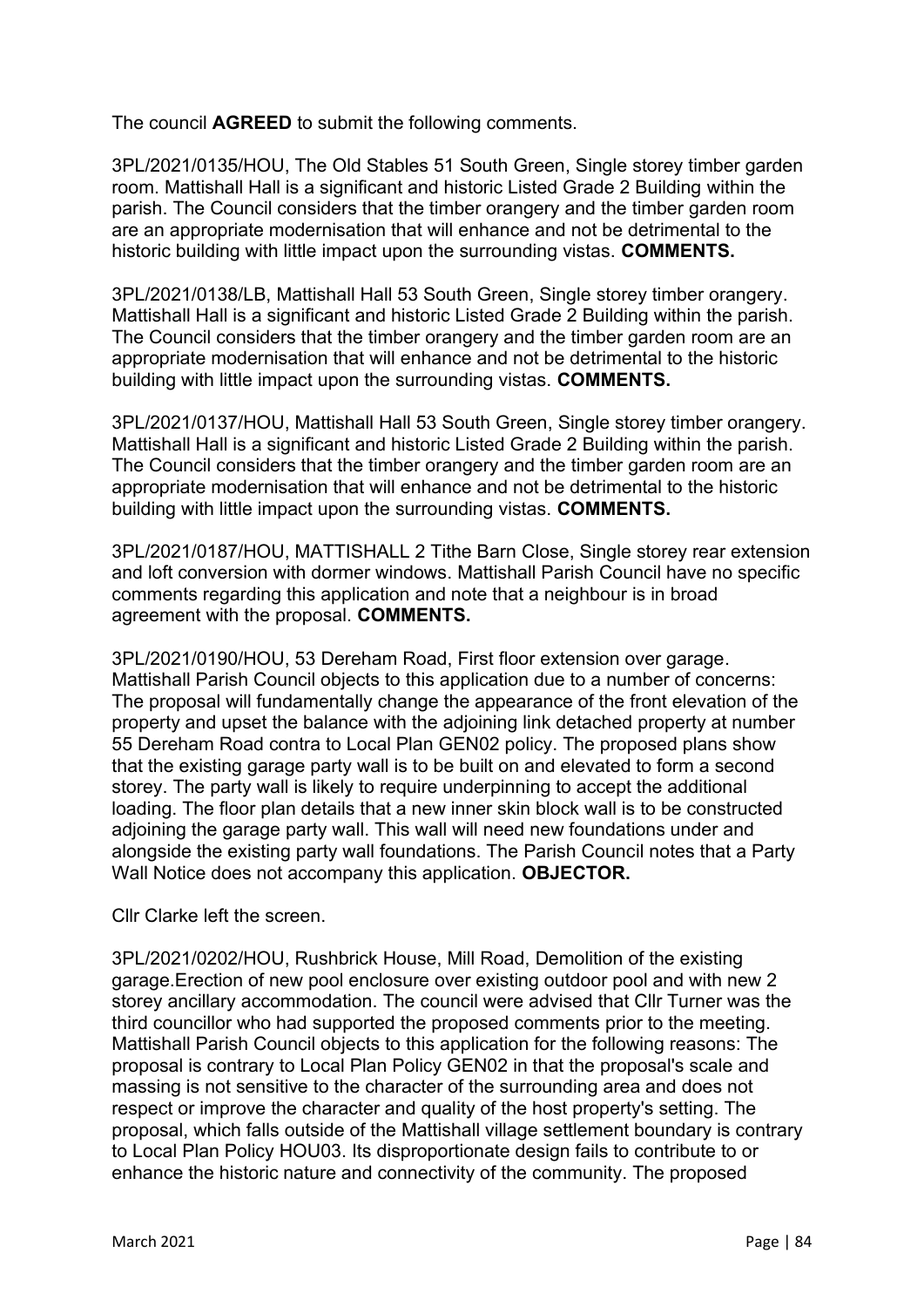The council **AGREED** to submit the following comments.

3PL/2021/0135/HOU, The Old Stables 51 South Green, Single storey timber garden room. Mattishall Hall is a significant and historic Listed Grade 2 Building within the parish. The Council considers that the timber orangery and the timber garden room are an appropriate modernisation that will enhance and not be detrimental to the historic building with little impact upon the surrounding vistas. **COMMENTS.**

3PL/2021/0138/LB, Mattishall Hall 53 South Green, Single storey timber orangery. Mattishall Hall is a significant and historic Listed Grade 2 Building within the parish. The Council considers that the timber orangery and the timber garden room are an appropriate modernisation that will enhance and not be detrimental to the historic building with little impact upon the surrounding vistas. **COMMENTS.**

3PL/2021/0137/HOU, Mattishall Hall 53 South Green, Single storey timber orangery. Mattishall Hall is a significant and historic Listed Grade 2 Building within the parish. The Council considers that the timber orangery and the timber garden room are an appropriate modernisation that will enhance and not be detrimental to the historic building with little impact upon the surrounding vistas. **COMMENTS.**

3PL/2021/0187/HOU, MATTISHALL 2 Tithe Barn Close, Single storey rear extension and loft conversion with dormer windows. Mattishall Parish Council have no specific comments regarding this application and note that a neighbour is in broad agreement with the proposal. **COMMENTS.**

3PL/2021/0190/HOU, 53 Dereham Road, First floor extension over garage. Mattishall Parish Council objects to this application due to a number of concerns: The proposal will fundamentally change the appearance of the front elevation of the property and upset the balance with the adjoining link detached property at number 55 Dereham Road contra to Local Plan GEN02 policy. The proposed plans show that the existing garage party wall is to be built on and elevated to form a second storey. The party wall is likely to require underpinning to accept the additional loading. The floor plan details that a new inner skin block wall is to be constructed adjoining the garage party wall. This wall will need new foundations under and alongside the existing party wall foundations. The Parish Council notes that a Party Wall Notice does not accompany this application. **OBJECTOR.**

Cllr Clarke left the screen.

3PL/2021/0202/HOU, Rushbrick House, Mill Road, Demolition of the existing garage.Erection of new pool enclosure over existing outdoor pool and with new 2 storey ancillary accommodation. The council were advised that Cllr Turner was the third councillor who had supported the proposed comments prior to the meeting. Mattishall Parish Council objects to this application for the following reasons: The proposal is contrary to Local Plan Policy GEN02 in that the proposal's scale and massing is not sensitive to the character of the surrounding area and does not respect or improve the character and quality of the host property's setting. The proposal, which falls outside of the Mattishall village settlement boundary is contrary to Local Plan Policy HOU03. Its disproportionate design fails to contribute to or enhance the historic nature and connectivity of the community. The proposed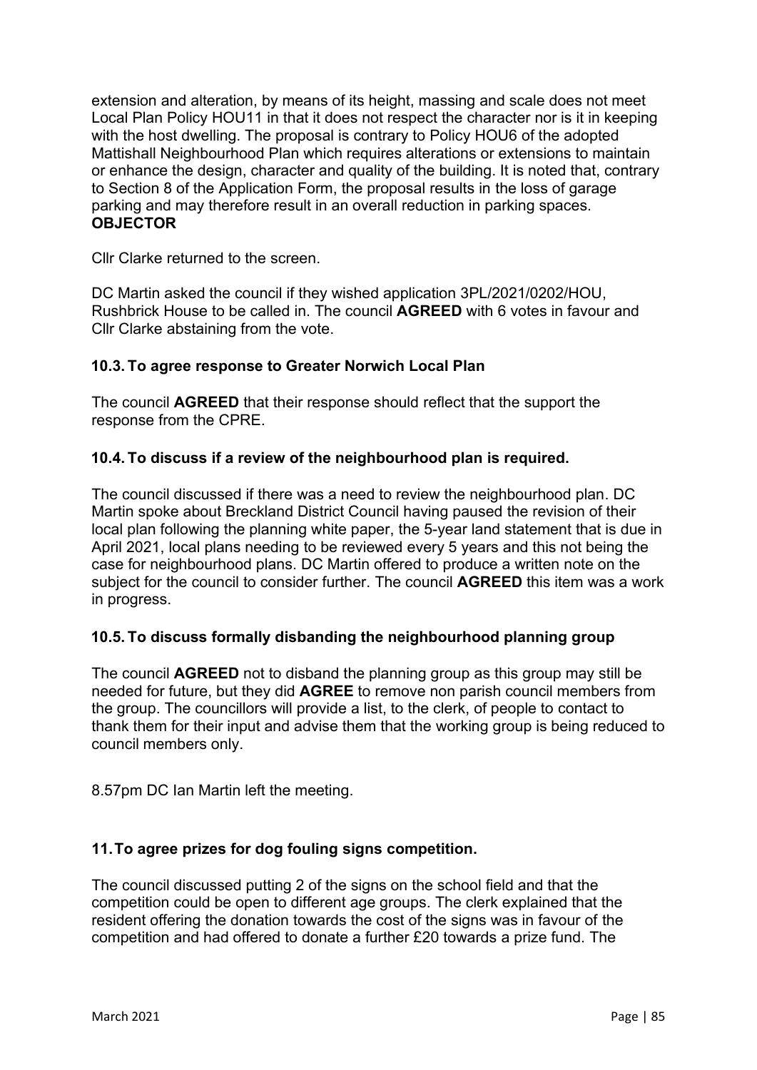extension and alteration, by means of its height, massing and scale does not meet Local Plan Policy HOU11 in that it does not respect the character nor is it in keeping with the host dwelling. The proposal is contrary to Policy HOU6 of the adopted Mattishall Neighbourhood Plan which requires alterations or extensions to maintain or enhance the design, character and quality of the building. It is noted that, contrary to Section 8 of the Application Form, the proposal results in the loss of garage parking and may therefore result in an overall reduction in parking spaces. **OBJECTOR**

Cllr Clarke returned to the screen.

DC Martin asked the council if they wished application 3PL/2021/0202/HOU, Rushbrick House to be called in. The council **AGREED** with 6 votes in favour and Cllr Clarke abstaining from the vote.

### 10.3. To agree response to Greater Norwich Local Plan

The council **AGREED** that their response should reflect that the support the response from the CPRE.

### 10.4. To discuss if a review of the neighbourhood plan is required.

The council discussed if there was a need to review the neighbourhood plan. DC Martin spoke about Breckland District Council having paused the revision of their local plan following the planning white paper, the 5-year land statement that is due in April 2021, local plans needing to be reviewed every 5 years and this not being the case for neighbourhood plans. DC Martin offered to produce a written note on the subject for the council to consider further. The council **AGREED** this item was a work in progress.

### 10.5. To discuss formally disbanding the neighbourhood planning group

The council **AGREED** not to disband the planning group as this group may still be needed for future, but they did **AGREE** to remove non parish council members from the group. The councillors will provide a list, to the clerk, of people to contact to thank them for their input and advise them that the working group is being reduced to council members only.

8.57pm DC Ian Martin left the meeting.

### 11. To agree prizes for dog fouling signs competition.

The council discussed putting 2 of the signs on the school field and that the competition could be open to different age groups. The clerk explained that the resident offering the donation towards the cost of the signs was in favour of the competition and had offered to donate a further £20 towards a prize fund. The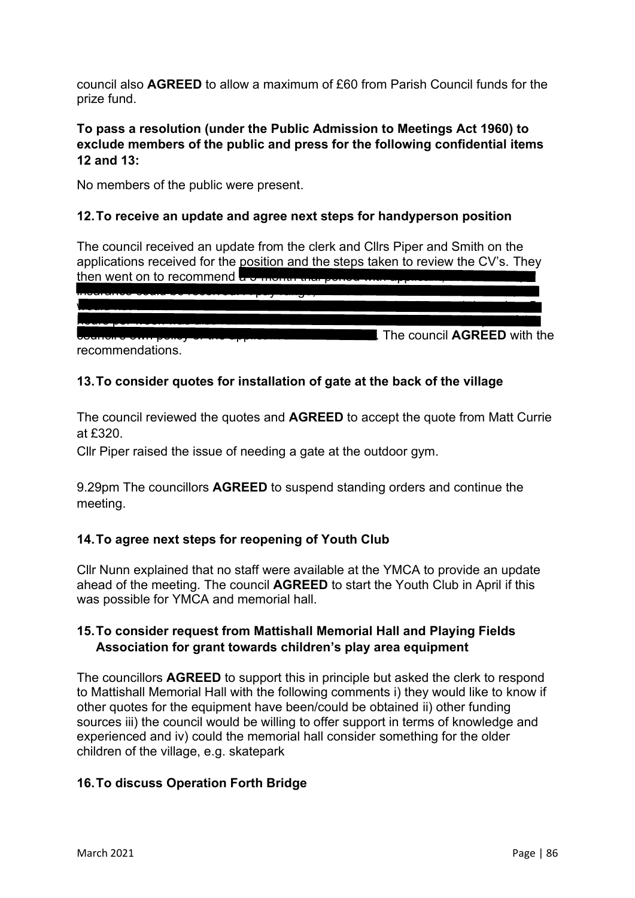council also **AGREED** to allow a maximum of £60 from Parish Council funds for the prize fund.

**To pass a resolution (under the Public Admission to Meetings Act 1960) to exclude members of the public and press for the following confidential items 12 and 13:**

No members of the public were present.

## 12. To receive an update and agree next steps for handyperson position

The council received an update from the clerk and Cllrs Piper and Smith on the applications received for the position and the steps taken to review the CV's. They then went on to recommend [redacted]. The council **AGREED** with the recommendations.

## 13. To consider quotes for installation of gate at the back of the village

The council reviewed the quotes and **AGREED** to accept the quote from Matt Currie at £320.

Cllr Piper raised the issue of needing a gate at the outdoor gym.

9.29pm The councillors **AGREED** to suspend standing orders and continue the meeting.

## 14. To agree next steps for reopening of Youth Club

Cllr Nunn explained that no staff were available at the YMCA to provide an update ahead of the meeting. The council **AGREED** to start the Youth Club in April if this was possible for YMCA and memorial hall.

## 15. To consider request from Mattishall Memorial Hall and Playing Fields Association for grant towards children's play area equipment

The councillors **AGREED** to support this in principle but asked the clerk to respond to Mattishall Memorial Hall with the following comments i) they would like to know if other quotes for the equipment have been/could be obtained ii) other funding sources iii) the council would be willing to offer support in terms of knowledge and experienced and iv) could the memorial hall consider something for the older children of the village, e.g. skatepark

## 16. To discuss Operation Forth Bridge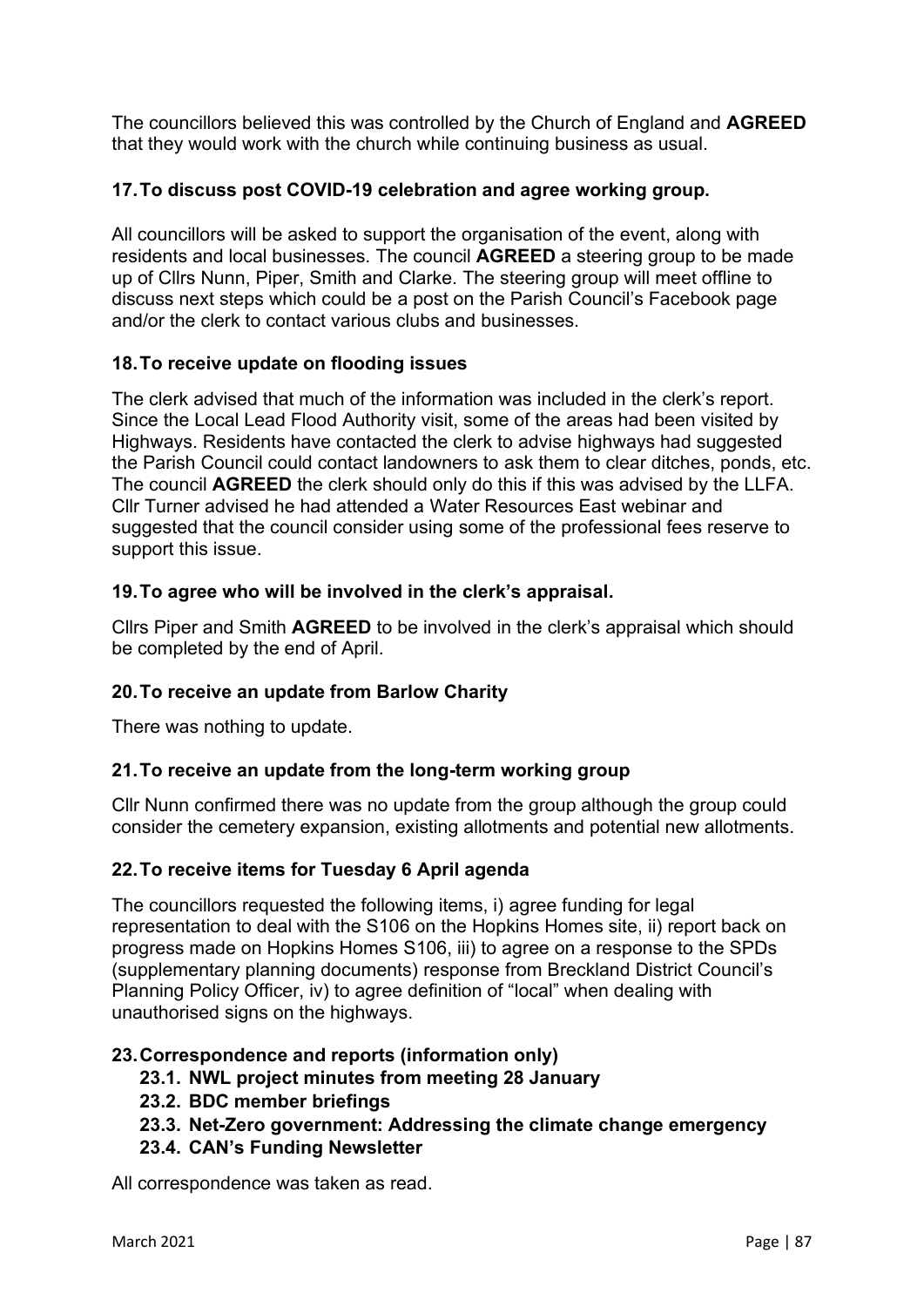The councillors believed this was controlled by the Church of England and **AGREED** that they would work with the church while continuing business as usual.

### 17. To discuss post COVID-19 celebration and agree working group.

All councillors will be asked to support the organisation of the event, along with residents and local businesses. The council **AGREED** a steering group to be made up of Cllrs Nunn, Piper, Smith and Clarke. The steering group will meet offline to discuss next steps which could be a post on the Parish Council's Facebook page and/or the clerk to contact various clubs and businesses.

### 18. To receive update on flooding issues

The clerk advised that much of the information was included in the clerk's report. Since the Local Lead Flood Authority visit, some of the areas had been visited by Highways. Residents have contacted the clerk to advise highways had suggested the Parish Council could contact landowners to ask them to clear ditches, ponds, etc. The council **AGREED** the clerk should only do this if this was advised by the LLFA. Cllr Turner advised he had attended a Water Resources East webinar and suggested that the council consider using some of the professional fees reserve to support this issue.

### 19. To agree who will be involved in the clerk's appraisal.

Cllrs Piper and Smith **AGREED** to be involved in the clerk's appraisal which should be completed by the end of April.

### 20. To receive an update from Barlow Charity

There was nothing to update.

### 21. To receive an update from the long-term working group

Cllr Nunn confirmed there was no update from the group although the group could consider the cemetery expansion, existing allotments and potential new allotments.

### 22. To receive items for Tuesday 6 April agenda

The councillors requested the following items, i) agree funding for legal representation to deal with the S106 on the Hopkins Homes site, ii) report back on progress made on Hopkins Homes S106, iii) to agree on a response to the SPDs (supplementary planning documents) response from Breckland District Council's Planning Policy Officer, iv) to agree definition of "local" when dealing with unauthorised signs on the highways.

### 23. Correspondence and reports (information only)

- **23.1. NWL project minutes from meeting 28 January**
- **23.2. BDC member briefings**
- **23.3. Net-Zero government: Addressing the climate change emergency**
- **23.4. CAN's Funding Newsletter**

All correspondence was taken as read.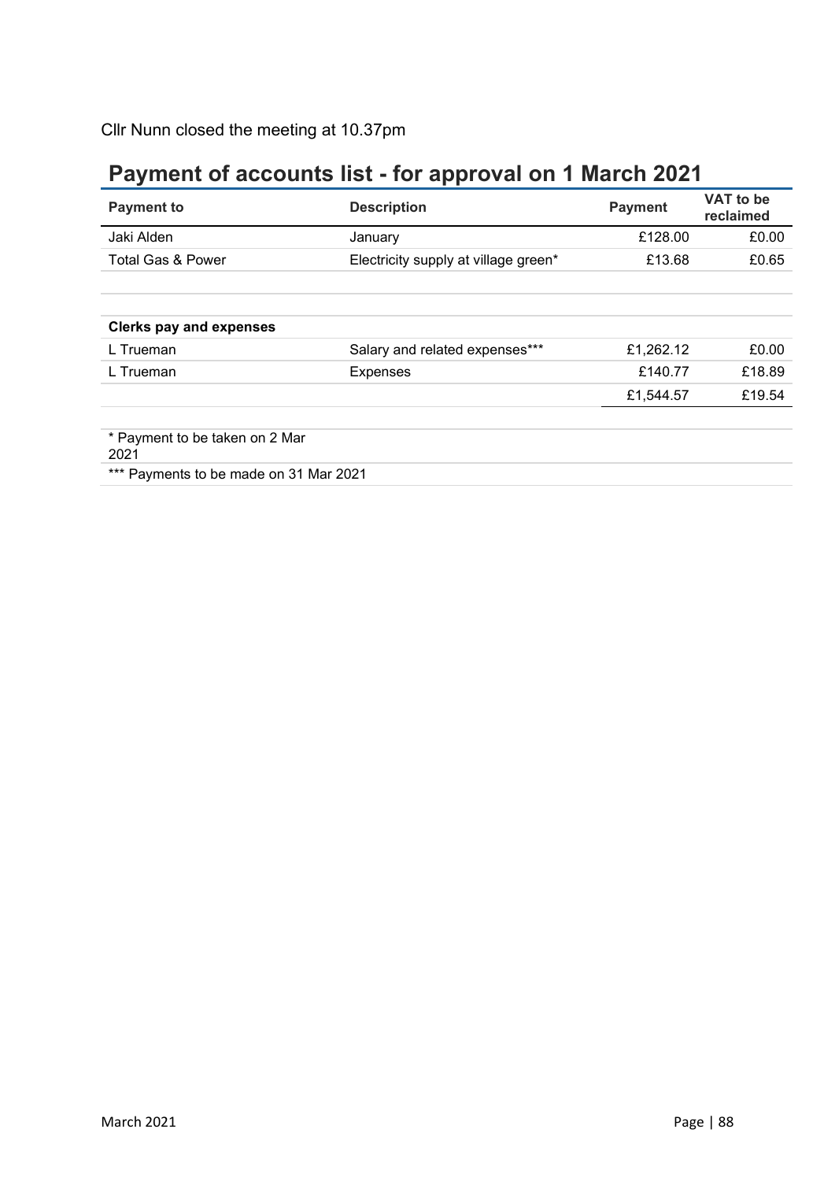Cllr Nunn closed the meeting at 10.37pm

## Payment of accounts list - for approval on 1 March 2021

| Payment to | Description | Payment | VAT to be reclaimed |
|---|---|---|---|
| Jaki Alden | January | £128.00 | £0.00 |
| Total Gas & Power | Electricity supply at village green* | £13.68 | £0.65 |
| | | | |
| | | | |
| **Clerks pay and expenses** | | | |
| L Trueman | Salary and related expenses*** | £1,262.12 | £0.00 |
| L Trueman | Expenses | £140.77 | £18.89 |
| | | £1,544.57 | £19.54 |
| | | | |
| * Payment to be taken on 2 Mar 2021 | | | |
| *** Payments to be made on 31 Mar 2021 | | | |